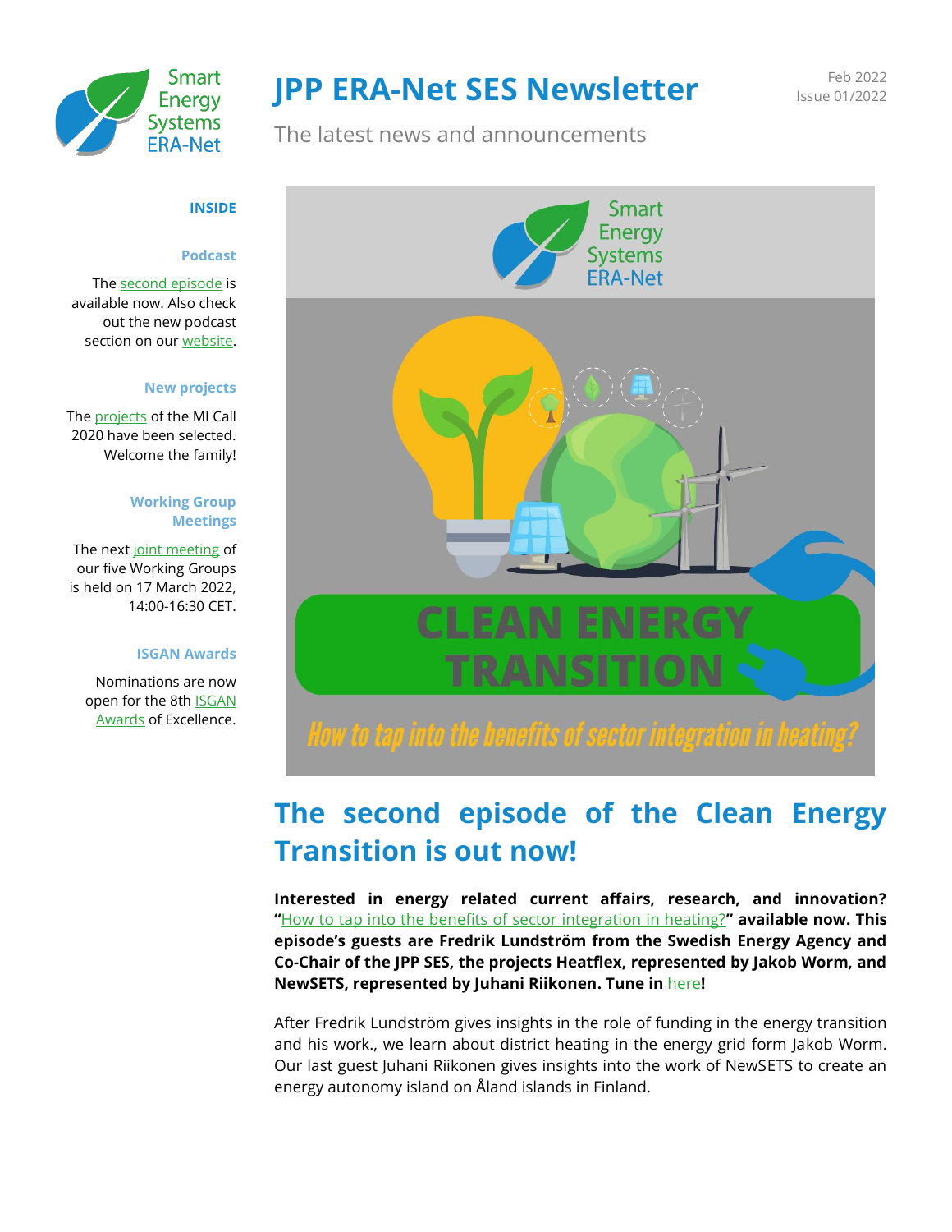# JPP ERA-Net SES Newsletter

Feb 2022
Issue 01/2022

The latest news and announcements

**INSIDE**

**Podcast**

The second episode is available now. Also check out the new podcast section on our website.

**New projects**

The projects of the MI Call 2020 have been selected. Welcome the family!

**Working Group Meetings**

The next joint meeting of our five Working Groups is held on 17 March 2022, 14:00-16:30 CET.

**ISGAN Awards**

Nominations are now open for the 8th ISGAN Awards of Excellence.

## The second episode of the Clean Energy Transition is out now!

**Interested in energy related current affairs, research, and innovation? "How to tap into the benefits of sector integration in heating?" available now. This episode's guests are Fredrik Lundström from the Swedish Energy Agency and Co-Chair of the JPP SES, the projects Heatflex, represented by Jakob Worm, and NewSETS, represented by Juhani Riikonen. Tune in here!**

After Fredrik Lundström gives insights in the role of funding in the energy transition and his work., we learn about district heating in the energy grid form Jakob Worm. Our last guest Juhani Riikonen gives insights into the work of NewSETS to create an energy autonomy island on Åland islands in Finland.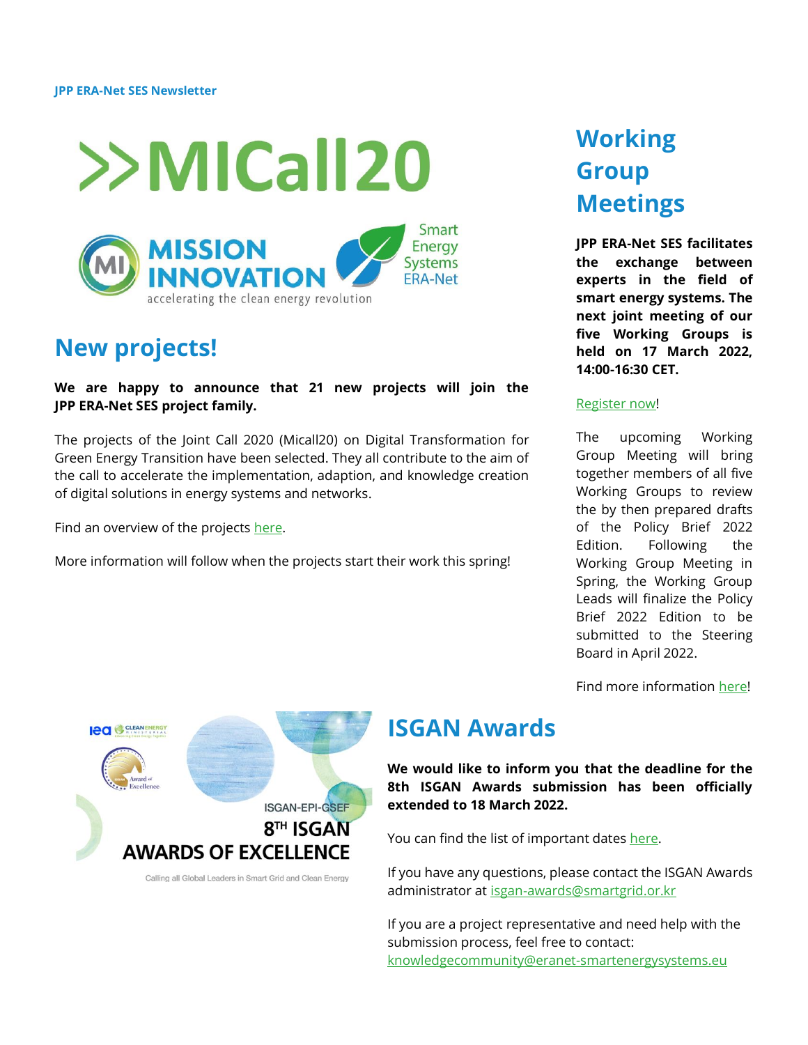## New projects!

**We are happy to announce that 21 new projects will join the JPP ERA-Net SES project family.**

The projects of the Joint Call 2020 (Micall20) on Digital Transformation for Green Energy Transition have been selected. They all contribute to the aim of the call to accelerate the implementation, adaption, and knowledge creation of digital solutions in energy systems and networks.

Find an overview of the projects here.

More information will follow when the projects start their work this spring!

## Working Group Meetings

**JPP ERA-Net SES facilitates the exchange between experts in the field of smart energy systems. The next joint meeting of our five Working Groups is held on 17 March 2022, 14:00-16:30 CET.**

Register now!

The upcoming Working Group Meeting will bring together members of all five Working Groups to review the by then prepared drafts of the Policy Brief 2022 Edition. Following the Working Group Meeting in Spring, the Working Group Leads will finalize the Policy Brief 2022 Edition to be submitted to the Steering Board in April 2022.

Find more information here!

## ISGAN Awards

**We would like to inform you that the deadline for the 8th ISGAN Awards submission has been officially extended to 18 March 2022.**

You can find the list of important dates here.

If you have any questions, please contact the ISGAN Awards administrator at isgan-awards@smartgrid.or.kr

If you are a project representative and need help with the submission process, feel free to contact: knowledgecommunity@eranet-smartenergysystems.eu